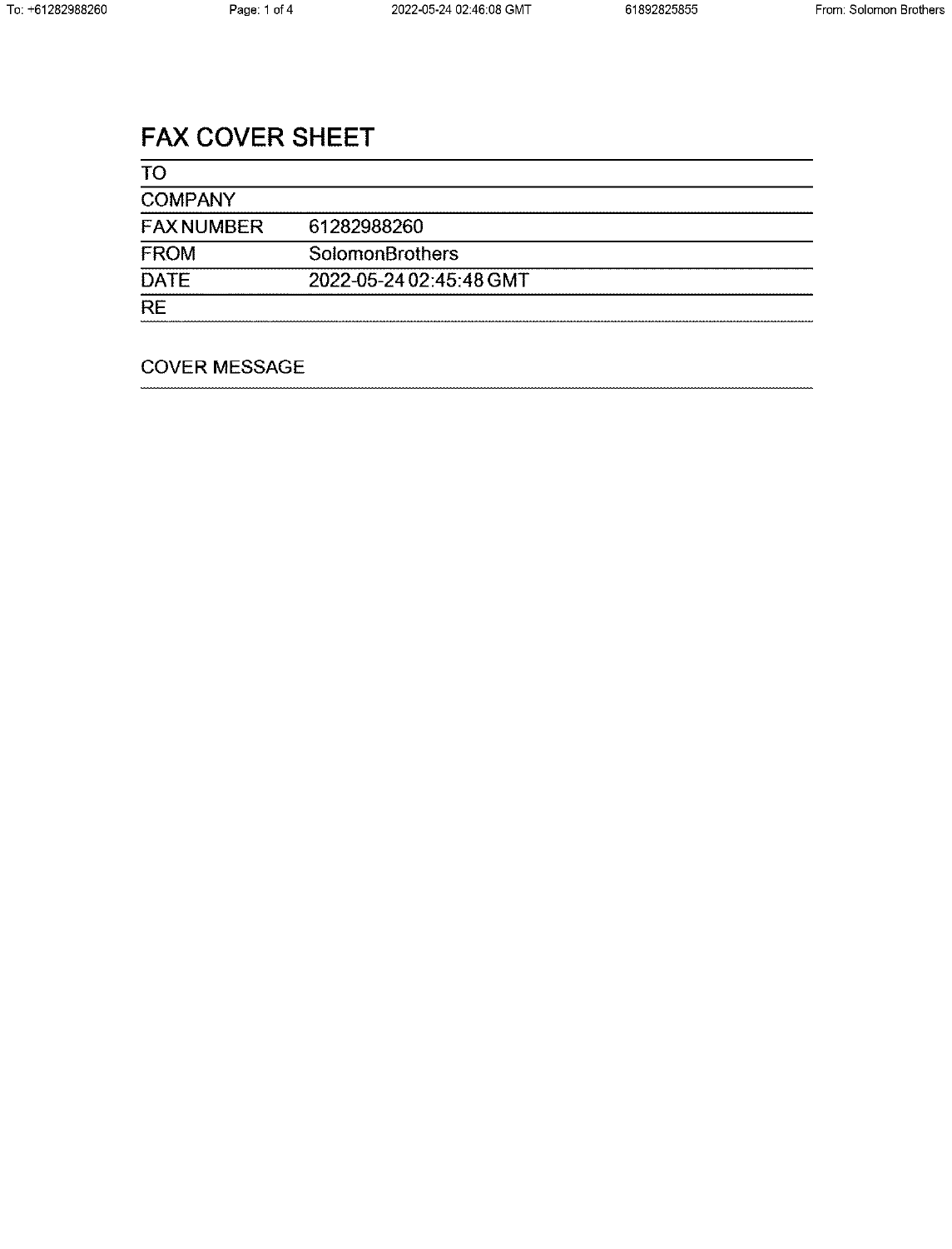# FAX COVER SHEET

| | |
|---|---|
| TO | |
| COMPANY | |
| FAX NUMBER | 61282988260 |
| FROM | SolomonBrothers |
| DATE | 2022-05-24 02:45:48 GMT |
| RE | |

COVER MESSAGE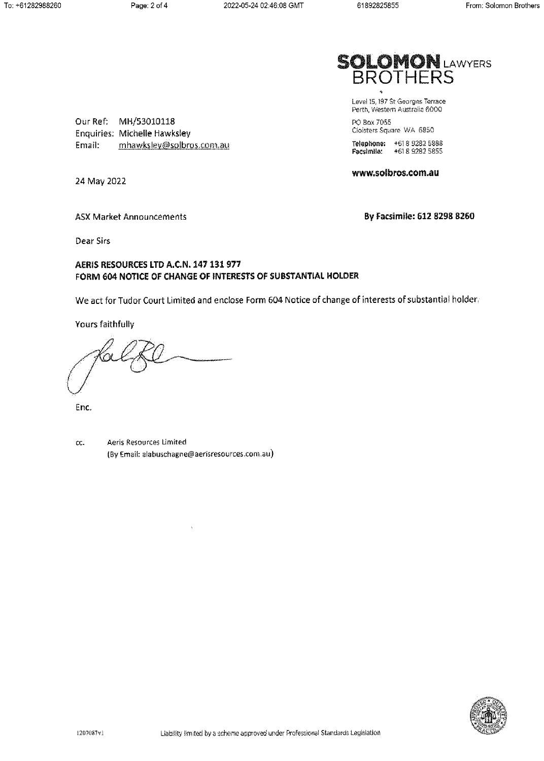**SOLOMON BROTHERS** LAWYERS

Level 15, 197 St Georges Terrace
Perth, Western Australia 6000

PO Box 7055
Cloisters Square WA 6850

**Telephone:** +61 8 9282 5888
**Facsimile:** +61 8 9282 5855

**www.solbros.com.au**

Our Ref: MH/53010118
Enquiries: Michelle Hawksley
Email: mhawksley@solbros.com.au

24 May 2022

ASX Market Announcements

**By Facsimile: 612 8298 8260**

Dear Sirs

**AERIS RESOURCES LTD A.C.N. 147 131 977**
**FORM 604 NOTICE OF CHANGE OF INTERESTS OF SUBSTANTIAL HOLDER**

We act for Tudor Court Limited and enclose Form 604 Notice of change of interests of substantial holder.

Yours faithfully

Enc.

cc. Aeris Resources Limited
(By Email: alabuschagne@aerisresources.com.au)

1207087v1

Liability limited by a scheme approved under Professional Standards Legislation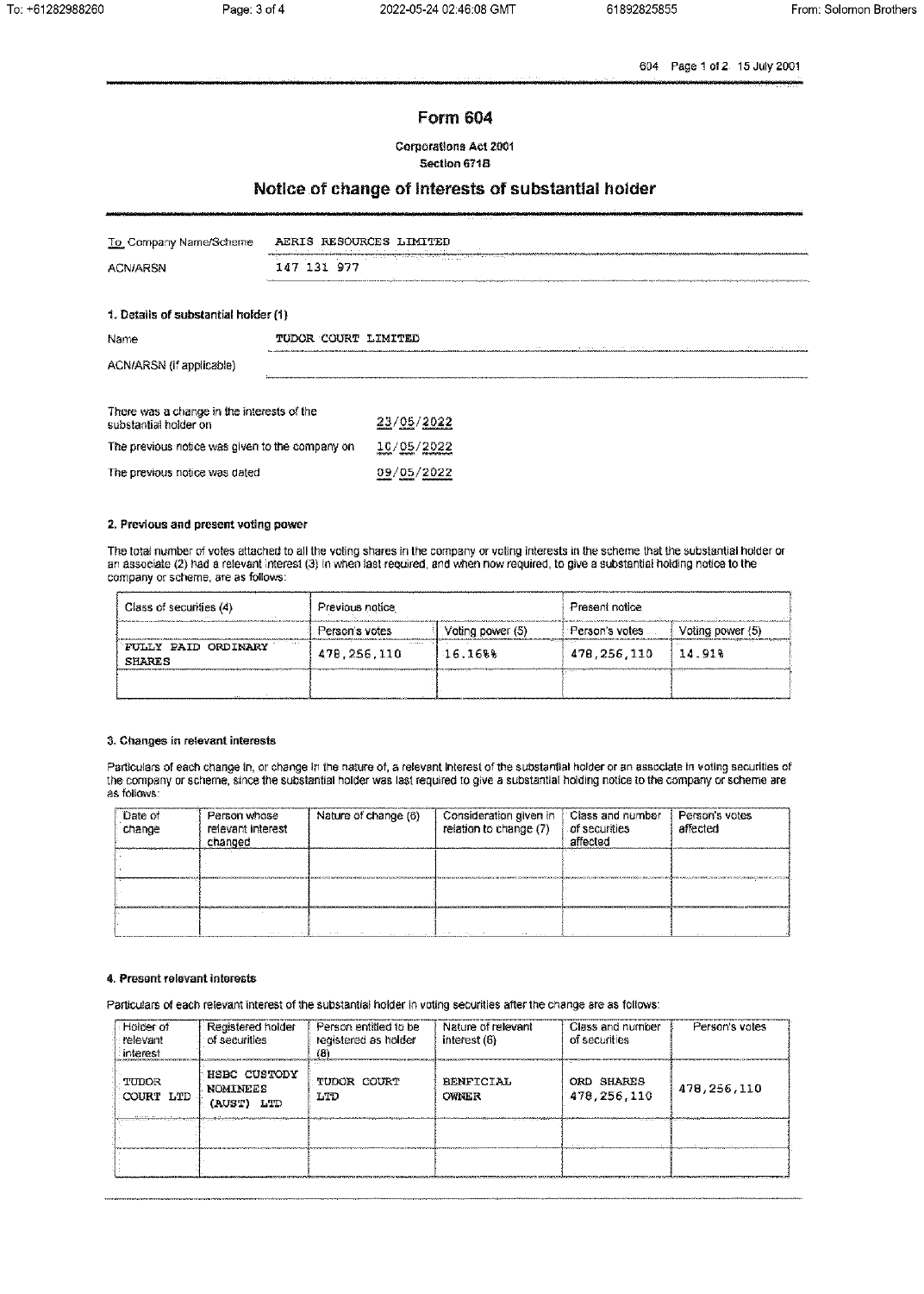604 Page 1 of 2 15 July 2001

# Form 604

**Corporations Act 2001**
**Section 671B**

## Notice of change of interests of substantial holder

| | |
|---|---|
| To Company Name/Scheme | AERIS RESOURCES LIMITED |
| ACN/ARSN | 147 131 977 |

### 1. Details of substantial holder (1)

| | |
|---|---|
| Name | TUDOR COURT LIMITED |
| ACN/ARSN (if applicable) | |

| | |
|---|---|
| There was a change in the interests of the substantial holder on | 23/05/2022 |
| The previous notice was given to the company on | 10/05/2022 |
| The previous notice was dated | 09/05/2022 |

### 2. Previous and present voting power

The total number of votes attached to all the voting shares in the company or voting interests in the scheme that the substantial holder or an associate (2) had a relevant interest (3) in when last required, and when now required, to give a substantial holding notice to the company or scheme, are as follows:

| Class of securities (4) | Previous notice | | Present notice | |
|---|---|---|---|---|
| | Person's votes | Voting power (5) | Person's votes | Voting power (5) |
| FULLY PAID ORDINARY SHARES | 478,256,110 | 16.16%% | 478,256,110 | 14.91% |
| | | | | |

### 3. Changes in relevant interests

Particulars of each change in, or change in the nature of, a relevant interest of the substantial holder or an associate in voting securities of the company or scheme, since the substantial holder was last required to give a substantial holding notice to the company or scheme are as follows:

| Date of change | Person whose relevant interest changed | Nature of change (6) | Consideration given in relation to change (7) | Class and number of securities affected | Person's votes affected |
|---|---|---|---|---|---|
| | | | | | |
| | | | | | |
| | | | | | |

### 4. Present relevant interests

Particulars of each relevant interest of the substantial holder in voting securities after the change are as follows:

| Holder of relevant interest | Registered holder of securities | Person entitled to be registered as holder (8) | Nature of relevant interest (6) | Class and number of securities | Person's votes |
|---|---|---|---|---|---|
| TUDOR COURT LTD | HSBC CUSTODY NOMINEES (AUST) LTD | TUDOR COURT LTD | BENFICIAL OWNER | ORD SHARES 478,256,110 | 478,256,110 |
| | | | | | |
| | | | | | |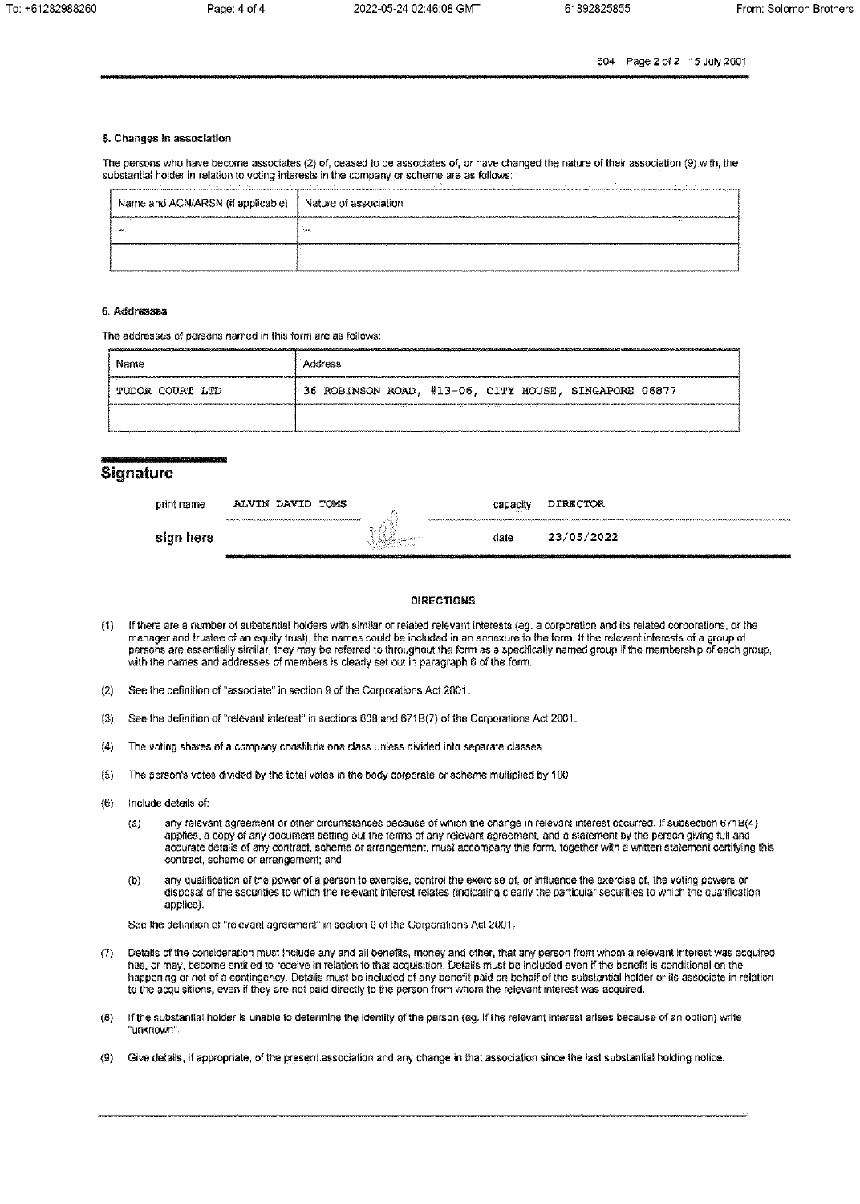## 5. Changes in association

The persons who have become associates (2) of, ceased to be associates of, or have changed the nature of their association (9) with, the substantial holder in relation to voting interests in the company or scheme are as follows:

| Name and ACN/ARSN (if applicable) | Nature of association |
| --- | --- |
| - | - |
| | |

## 6. Addresses

The addresses of persons named in this form are as follows:

| Name | Address |
| --- | --- |
| TUDOR COURT LTD | 36 ROBINSON ROAD, #13-06, CITY HOUSE, SINGAPORE 06877 |
| | |

## Signature

| | | | |
| --- | --- | --- | --- |
| print name | ALVIN DAVID TOMS | capacity | DIRECTOR |
| **sign here** | | date | 23/05/2022 |

### DIRECTIONS

(1) If there are a number of substantial holders with similar or related relevant interests (eg. a corporation and its related corporations, or the manager and trustee of an equity trust), the names could be included in an annexure to the form. If the relevant interests of a group of persons are essentially similar, they may be referred to throughout the form as a specifically named group if the membership of each group, with the names and addresses of members is clearly set out in paragraph 6 of the form.

(2) See the definition of "associate" in section 9 of the Corporations Act 2001.

(3) See the definition of "relevant interest" in sections 608 and 671B(7) of the Corporations Act 2001.

(4) The voting shares of a company constitute one class unless divided into separate classes.

(5) The person's votes divided by the total votes in the body corporate or scheme multiplied by 100.

(6) Include details of:

- (a) any relevant agreement or other circumstances because of which the change in relevant interest occurred. If subsection 671B(4) applies, a copy of any document setting out the terms of any relevant agreement, and a statement by the person giving full and accurate details of any contract, scheme or arrangement, must accompany this form, together with a written statement certifying this contract, scheme or arrangement; and
- (b) any qualification of the power of a person to exercise, control the exercise of, or influence the exercise of, the voting powers or disposal of the securities to which the relevant interest relates (indicating clearly the particular securities to which the qualification applies).

See the definition of "relevant agreement" in section 9 of the Corporations Act 2001.

(7) Details of the consideration must include any and all benefits, money and other, that any person from whom a relevant interest was acquired has, or may, become entitled to receive in relation to that acquisition. Details must be included even if the benefit is conditional on the happening or not of a contingency. Details must be included of any benefit paid on behalf of the substantial holder or its associate in relation to the acquisitions, even if they are not paid directly to the person from whom the relevant interest was acquired.

(8) If the substantial holder is unable to determine the identity of the person (eg. if the relevant interest arises because of an option) write "unknown".

(9) Give details, if appropriate, of the present association and any change in that association since the last substantial holding notice.